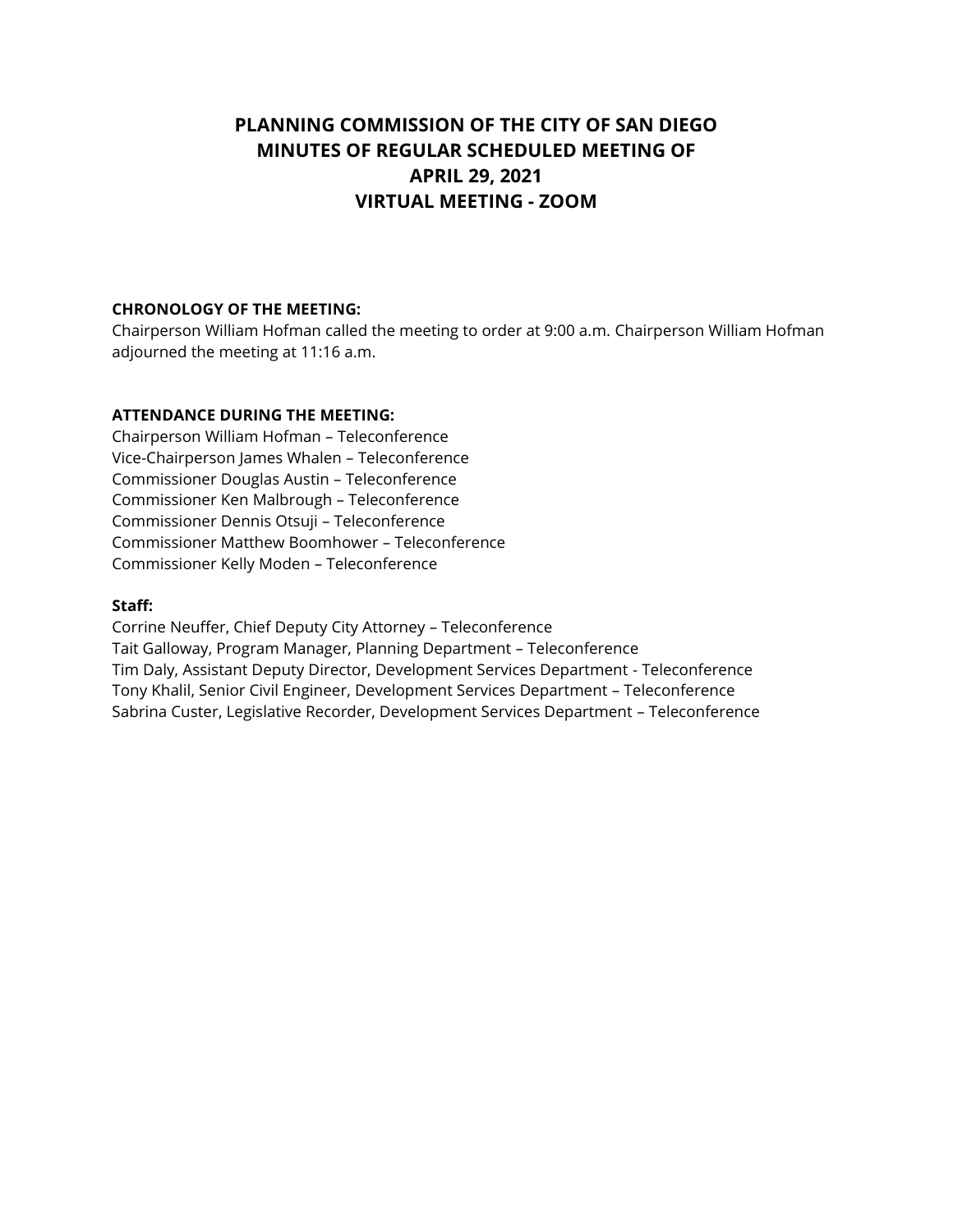# PLANNING COMMISSION OF THE CITY OF SAN DIEGO
# MINUTES OF REGULAR SCHEDULED MEETING OF
# APRIL 29, 2021
# VIRTUAL MEETING - ZOOM

**CHRONOLOGY OF THE MEETING:**
Chairperson William Hofman called the meeting to order at 9:00 a.m. Chairperson William Hofman adjourned the meeting at 11:16 a.m.

**ATTENDANCE DURING THE MEETING:**
Chairperson William Hofman – Teleconference
Vice-Chairperson James Whalen – Teleconference
Commissioner Douglas Austin – Teleconference
Commissioner Ken Malbrough – Teleconference
Commissioner Dennis Otsuji – Teleconference
Commissioner Matthew Boomhower – Teleconference
Commissioner Kelly Moden – Teleconference

**Staff:**
Corrine Neuffer, Chief Deputy City Attorney – Teleconference
Tait Galloway, Program Manager, Planning Department – Teleconference
Tim Daly, Assistant Deputy Director, Development Services Department - Teleconference
Tony Khalil, Senior Civil Engineer, Development Services Department – Teleconference
Sabrina Custer, Legislative Recorder, Development Services Department – Teleconference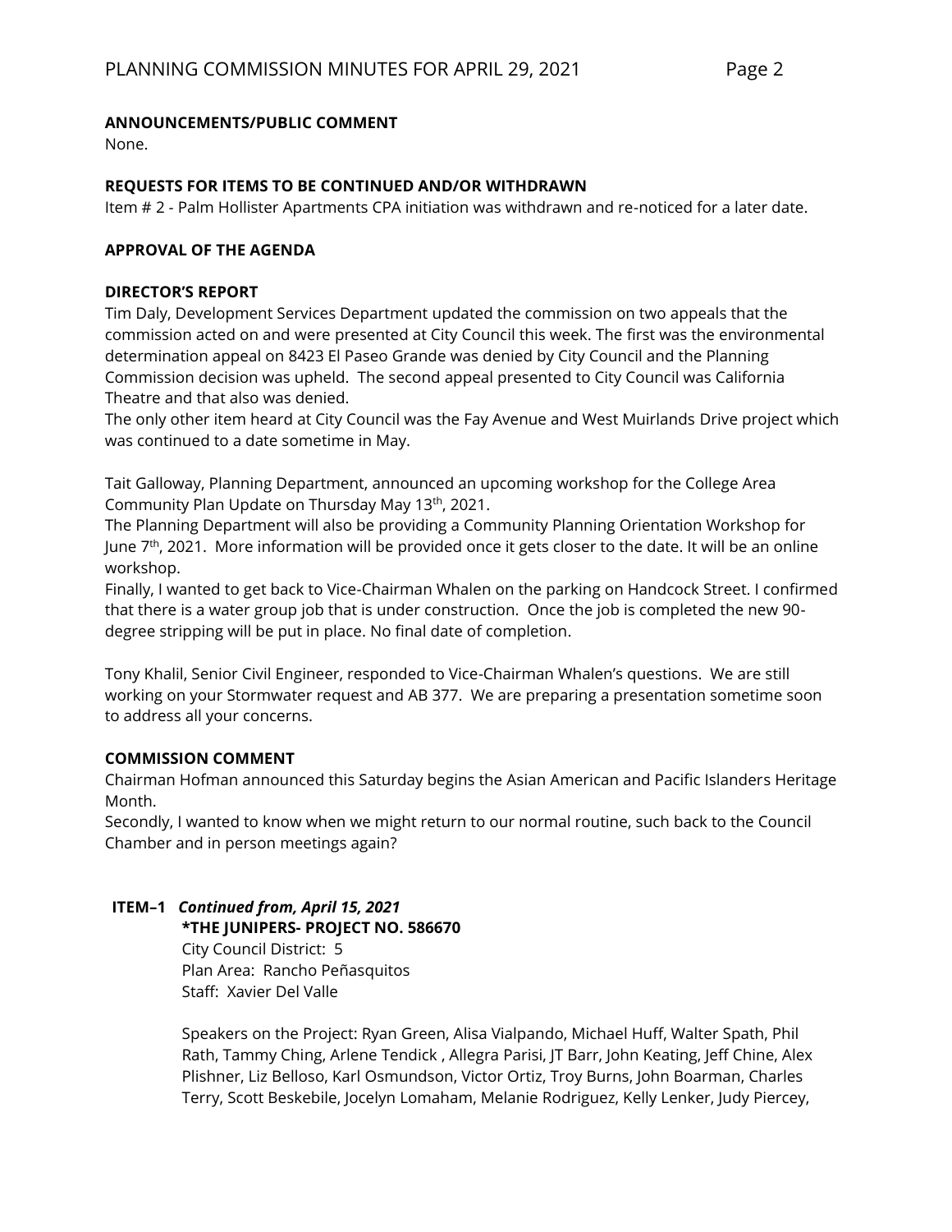**ANNOUNCEMENTS/PUBLIC COMMENT**

None.

**REQUESTS FOR ITEMS TO BE CONTINUED AND/OR WITHDRAWN**

Item # 2 - Palm Hollister Apartments CPA initiation was withdrawn and re-noticed for a later date.

**APPROVAL OF THE AGENDA**

**DIRECTOR'S REPORT**

Tim Daly, Development Services Department updated the commission on two appeals that the commission acted on and were presented at City Council this week. The first was the environmental determination appeal on 8423 El Paseo Grande was denied by City Council and the Planning Commission decision was upheld. The second appeal presented to City Council was California Theatre and that also was denied.

The only other item heard at City Council was the Fay Avenue and West Muirlands Drive project which was continued to a date sometime in May.

Tait Galloway, Planning Department, announced an upcoming workshop for the College Area Community Plan Update on Thursday May 13th, 2021.

The Planning Department will also be providing a Community Planning Orientation Workshop for June 7th, 2021. More information will be provided once it gets closer to the date. It will be an online workshop.

Finally, I wanted to get back to Vice-Chairman Whalen on the parking on Handcock Street. I confirmed that there is a water group job that is under construction. Once the job is completed the new 90-degree stripping will be put in place. No final date of completion.

Tony Khalil, Senior Civil Engineer, responded to Vice-Chairman Whalen's questions. We are still working on your Stormwater request and AB 377. We are preparing a presentation sometime soon to address all your concerns.

**COMMISSION COMMENT**

Chairman Hofman announced this Saturday begins the Asian American and Pacific Islanders Heritage Month.

Secondly, I wanted to know when we might return to our normal routine, such back to the Council Chamber and in person meetings again?

**ITEM–1** ***Continued from, April 15, 2021***

**\*THE JUNIPERS- PROJECT NO. 586670**

City Council District: 5

Plan Area: Rancho Peñasquitos

Staff: Xavier Del Valle

Speakers on the Project: Ryan Green, Alisa Vialpando, Michael Huff, Walter Spath, Phil Rath, Tammy Ching, Arlene Tendick , Allegra Parisi, JT Barr, John Keating, Jeff Chine, Alex Plishner, Liz Belloso, Karl Osmundson, Victor Ortiz, Troy Burns, John Boarman, Charles Terry, Scott Beskebile, Jocelyn Lomaham, Melanie Rodriguez, Kelly Lenker, Judy Piercey,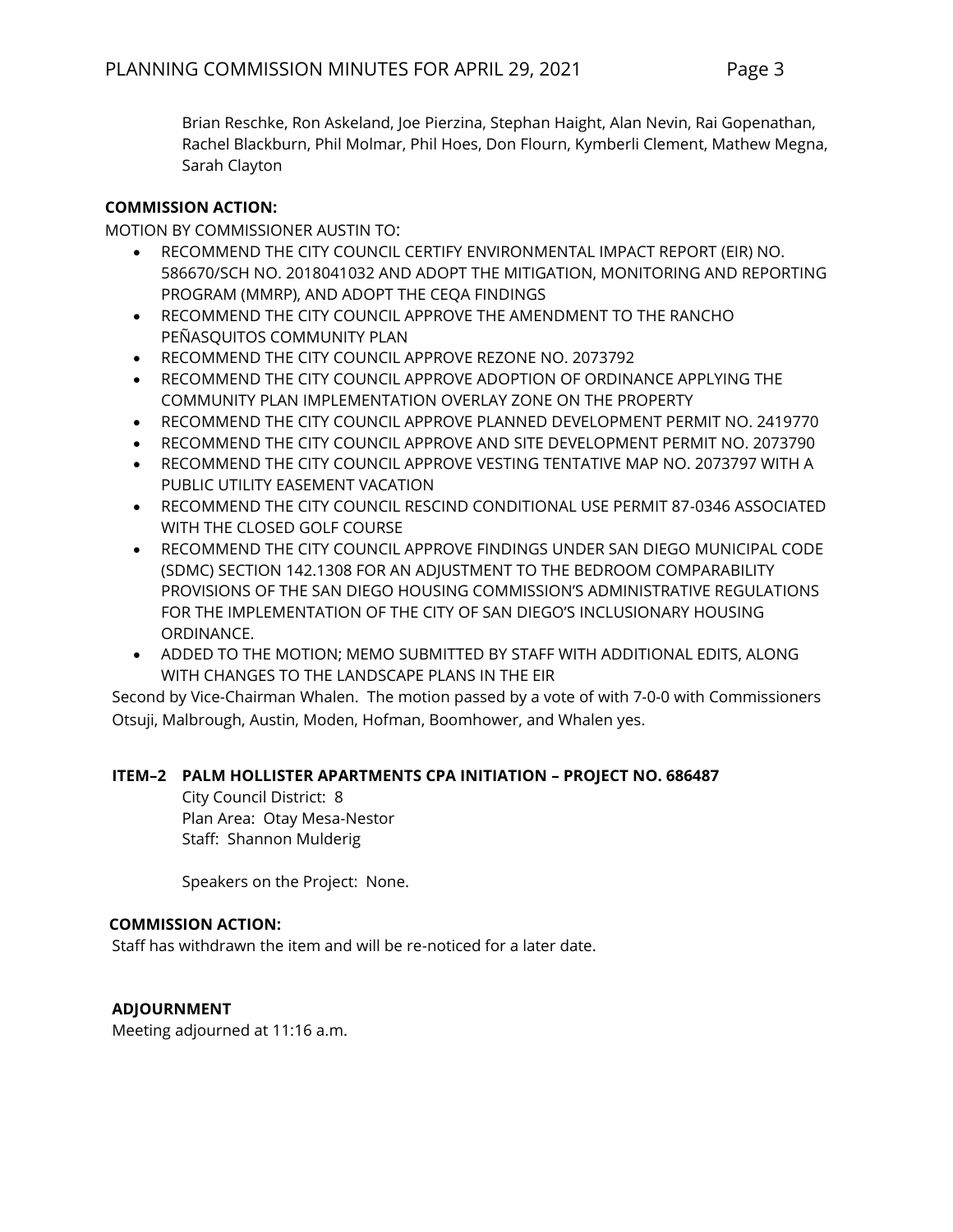Brian Reschke, Ron Askeland, Joe Pierzina, Stephan Haight, Alan Nevin, Rai Gopenathan, Rachel Blackburn, Phil Molmar, Phil Hoes, Don Flourn, Kymberli Clement, Mathew Megna, Sarah Clayton

**COMMISSION ACTION:**

MOTION BY COMMISSIONER AUSTIN TO:

- RECOMMEND THE CITY COUNCIL CERTIFY ENVIRONMENTAL IMPACT REPORT (EIR) NO. 586670/SCH NO. 2018041032 AND ADOPT THE MITIGATION, MONITORING AND REPORTING PROGRAM (MMRP), AND ADOPT THE CEQA FINDINGS
- RECOMMEND THE CITY COUNCIL APPROVE THE AMENDMENT TO THE RANCHO PEÑASQUITOS COMMUNITY PLAN
- RECOMMEND THE CITY COUNCIL APPROVE REZONE NO. 2073792
- RECOMMEND THE CITY COUNCIL APPROVE ADOPTION OF ORDINANCE APPLYING THE COMMUNITY PLAN IMPLEMENTATION OVERLAY ZONE ON THE PROPERTY
- RECOMMEND THE CITY COUNCIL APPROVE PLANNED DEVELOPMENT PERMIT NO. 2419770
- RECOMMEND THE CITY COUNCIL APPROVE AND SITE DEVELOPMENT PERMIT NO. 2073790
- RECOMMEND THE CITY COUNCIL APPROVE VESTING TENTATIVE MAP NO. 2073797 WITH A PUBLIC UTILITY EASEMENT VACATION
- RECOMMEND THE CITY COUNCIL RESCIND CONDITIONAL USE PERMIT 87-0346 ASSOCIATED WITH THE CLOSED GOLF COURSE
- RECOMMEND THE CITY COUNCIL APPROVE FINDINGS UNDER SAN DIEGO MUNICIPAL CODE (SDMC) SECTION 142.1308 FOR AN ADJUSTMENT TO THE BEDROOM COMPARABILITY PROVISIONS OF THE SAN DIEGO HOUSING COMMISSION'S ADMINISTRATIVE REGULATIONS FOR THE IMPLEMENTATION OF THE CITY OF SAN DIEGO'S INCLUSIONARY HOUSING ORDINANCE.
- ADDED TO THE MOTION; MEMO SUBMITTED BY STAFF WITH ADDITIONAL EDITS, ALONG WITH CHANGES TO THE LANDSCAPE PLANS IN THE EIR

Second by Vice-Chairman Whalen. The motion passed by a vote of with 7-0-0 with Commissioners Otsuji, Malbrough, Austin, Moden, Hofman, Boomhower, and Whalen yes.

**ITEM–2 PALM HOLLISTER APARTMENTS CPA INITIATION – PROJECT NO. 686487**

City Council District: 8
Plan Area: Otay Mesa-Nestor
Staff: Shannon Mulderig

Speakers on the Project: None.

**COMMISSION ACTION:**

Staff has withdrawn the item and will be re-noticed for a later date.

**ADJOURNMENT**

Meeting adjourned at 11:16 a.m.